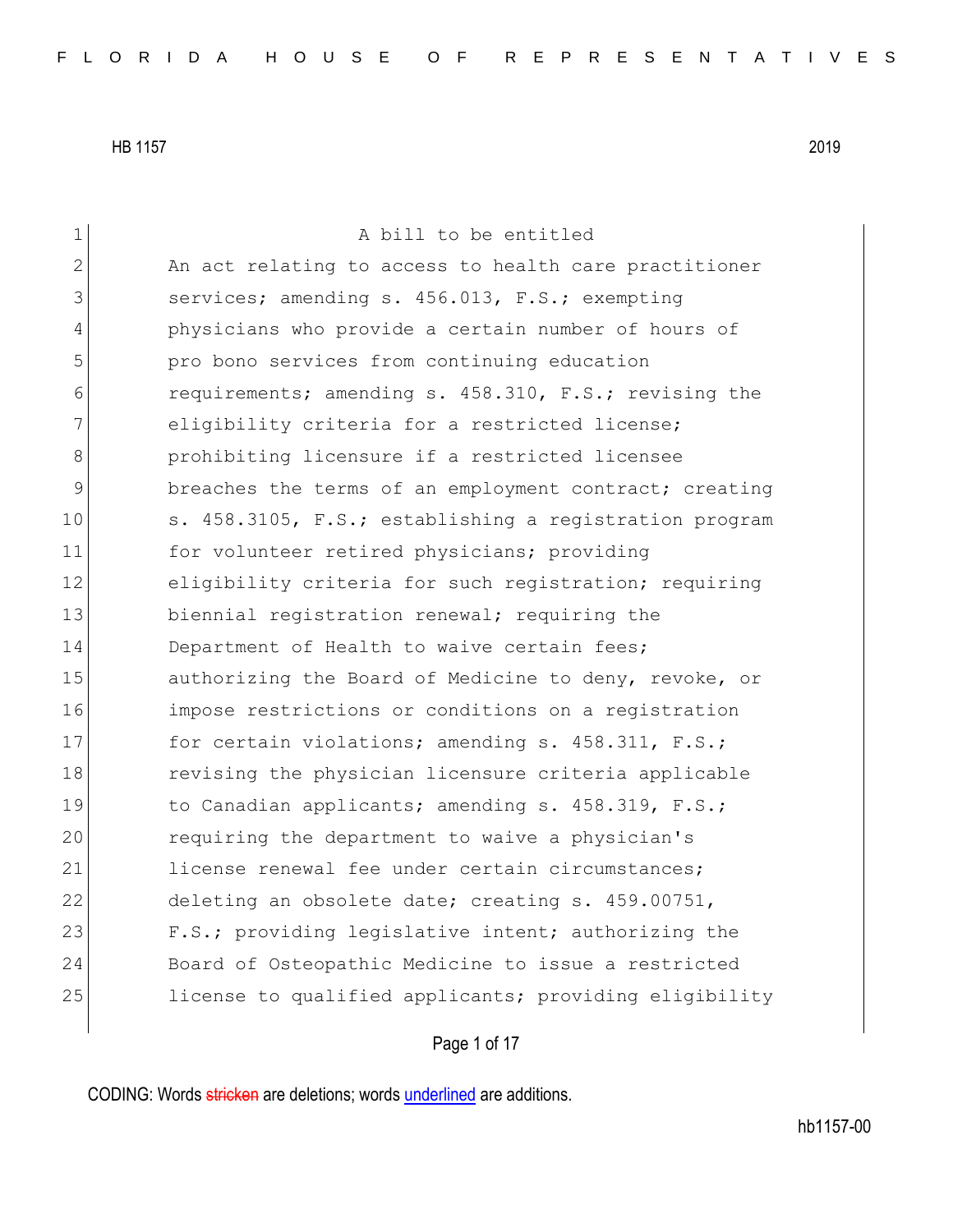A bill to be entitled

An act relating to access to health care practitioner services; amending s. 456.013, F.S.; exempting physicians who provide a certain number of hours of pro bono services from continuing education requirements; amending s. 458.310, F.S.; revising the eligibility criteria for a restricted license; prohibiting licensure if a restricted licensee breaches the terms of an employment contract; creating s. 458.3105, F.S.; establishing a registration program for volunteer retired physicians; providing eligibility criteria for such registration; requiring biennial registration renewal; requiring the Department of Health to waive certain fees; authorizing the Board of Medicine to deny, revoke, or impose restrictions or conditions on a registration for certain violations; amending s. 458.311, F.S.; revising the physician licensure criteria applicable to Canadian applicants; amending s. 458.319, F.S.; requiring the department to waive a physician's license renewal fee under certain circumstances; deleting an obsolete date; creating s. 459.00751, F.S.; providing legislative intent; authorizing the Board of Osteopathic Medicine to issue a restricted license to qualified applicants; providing eligibility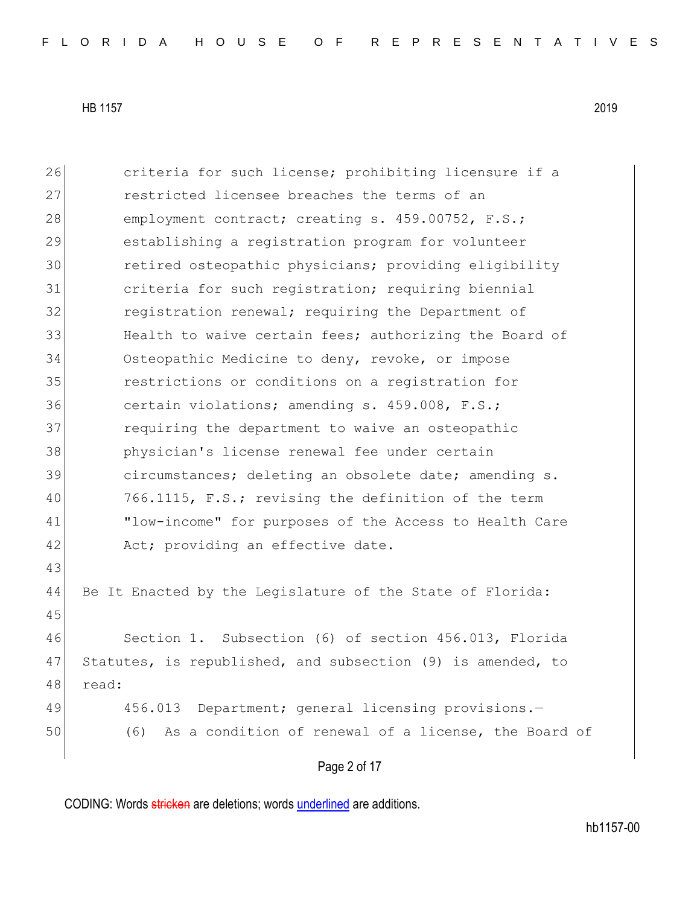criteria for such license; prohibiting licensure if a restricted licensee breaches the terms of an employment contract; creating s. 459.00752, F.S.; establishing a registration program for volunteer retired osteopathic physicians; providing eligibility criteria for such registration; requiring biennial registration renewal; requiring the Department of Health to waive certain fees; authorizing the Board of Osteopathic Medicine to deny, revoke, or impose restrictions or conditions on a registration for certain violations; amending s. 459.008, F.S.; requiring the department to waive an osteopathic physician's license renewal fee under certain circumstances; deleting an obsolete date; amending s. 766.1115, F.S.; revising the definition of the term "low-income" for purposes of the Access to Health Care Act; providing an effective date.

Be It Enacted by the Legislature of the State of Florida:

Section 1. Subsection (6) of section 456.013, Florida Statutes, is republished, and subsection (9) is amended, to read:

456.013 Department; general licensing provisions.—

(6) As a condition of renewal of a license, the Board of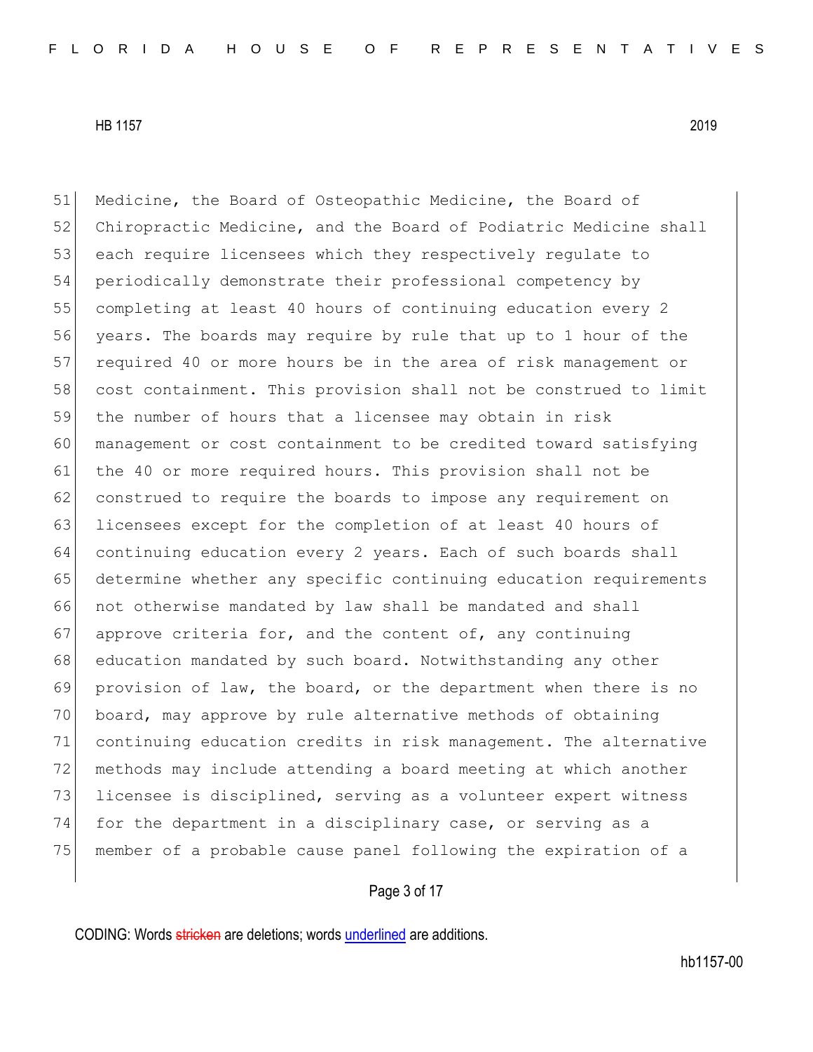Medicine, the Board of Osteopathic Medicine, the Board of Chiropractic Medicine, and the Board of Podiatric Medicine shall each require licensees which they respectively regulate to periodically demonstrate their professional competency by completing at least 40 hours of continuing education every 2 years. The boards may require by rule that up to 1 hour of the required 40 or more hours be in the area of risk management or cost containment. This provision shall not be construed to limit the number of hours that a licensee may obtain in risk management or cost containment to be credited toward satisfying the 40 or more required hours. This provision shall not be construed to require the boards to impose any requirement on licensees except for the completion of at least 40 hours of continuing education every 2 years. Each of such boards shall determine whether any specific continuing education requirements not otherwise mandated by law shall be mandated and shall approve criteria for, and the content of, any continuing education mandated by such board. Notwithstanding any other provision of law, the board, or the department when there is no board, may approve by rule alternative methods of obtaining continuing education credits in risk management. The alternative methods may include attending a board meeting at which another licensee is disciplined, serving as a volunteer expert witness for the department in a disciplinary case, or serving as a member of a probable cause panel following the expiration of a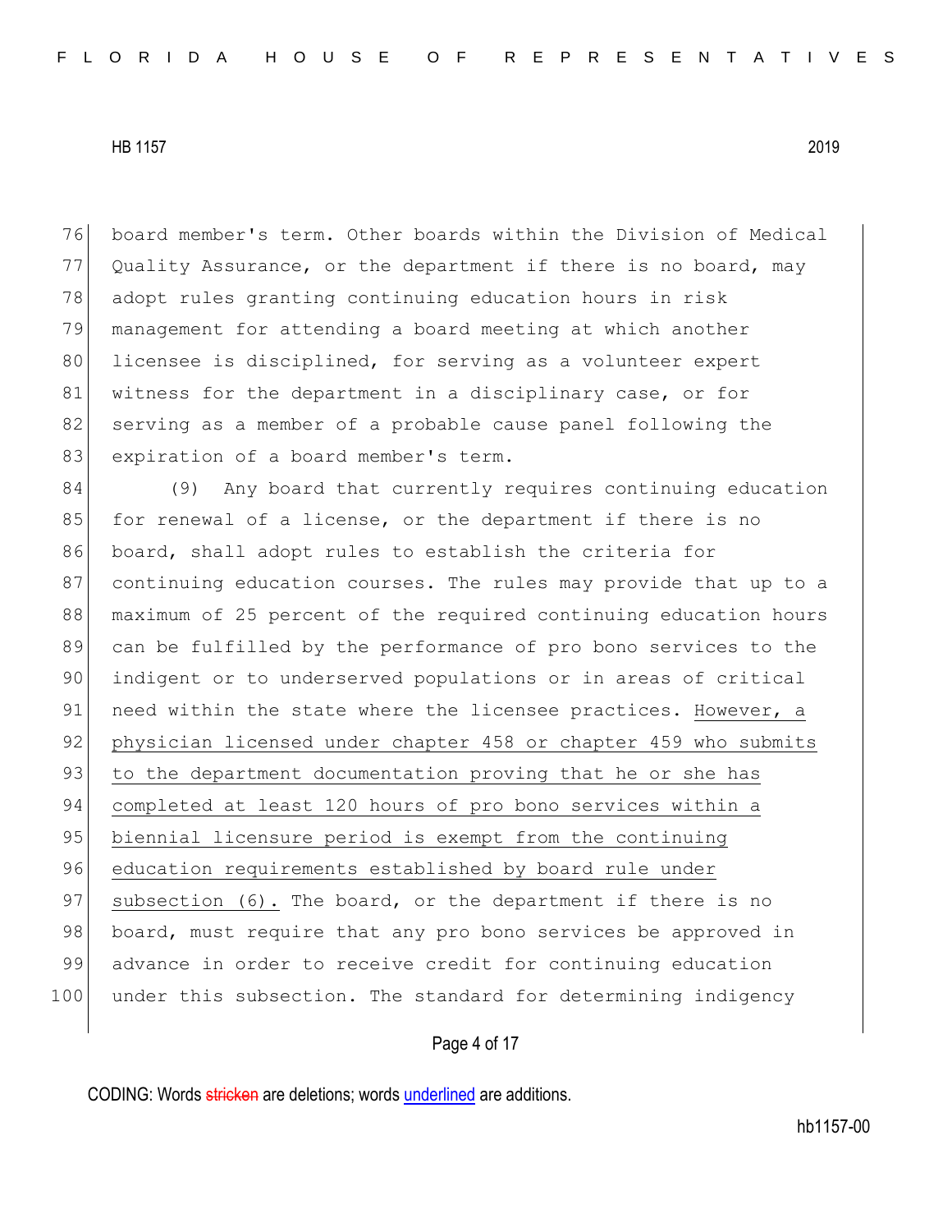board member's term. Other boards within the Division of Medical Quality Assurance, or the department if there is no board, may adopt rules granting continuing education hours in risk management for attending a board meeting at which another licensee is disciplined, for serving as a volunteer expert witness for the department in a disciplinary case, or for serving as a member of a probable cause panel following the expiration of a board member's term.

(9) Any board that currently requires continuing education for renewal of a license, or the department if there is no board, shall adopt rules to establish the criteria for continuing education courses. The rules may provide that up to a maximum of 25 percent of the required continuing education hours can be fulfilled by the performance of pro bono services to the indigent or to underserved populations or in areas of critical need within the state where the licensee practices. <u>However, a physician licensed under chapter 458 or chapter 459 who submits to the department documentation proving that he or she has completed at least 120 hours of pro bono services within a biennial licensure period is exempt from the continuing education requirements established by board rule under subsection (6).</u> The board, or the department if there is no board, must require that any pro bono services be approved in advance in order to receive credit for continuing education under this subsection. The standard for determining indigency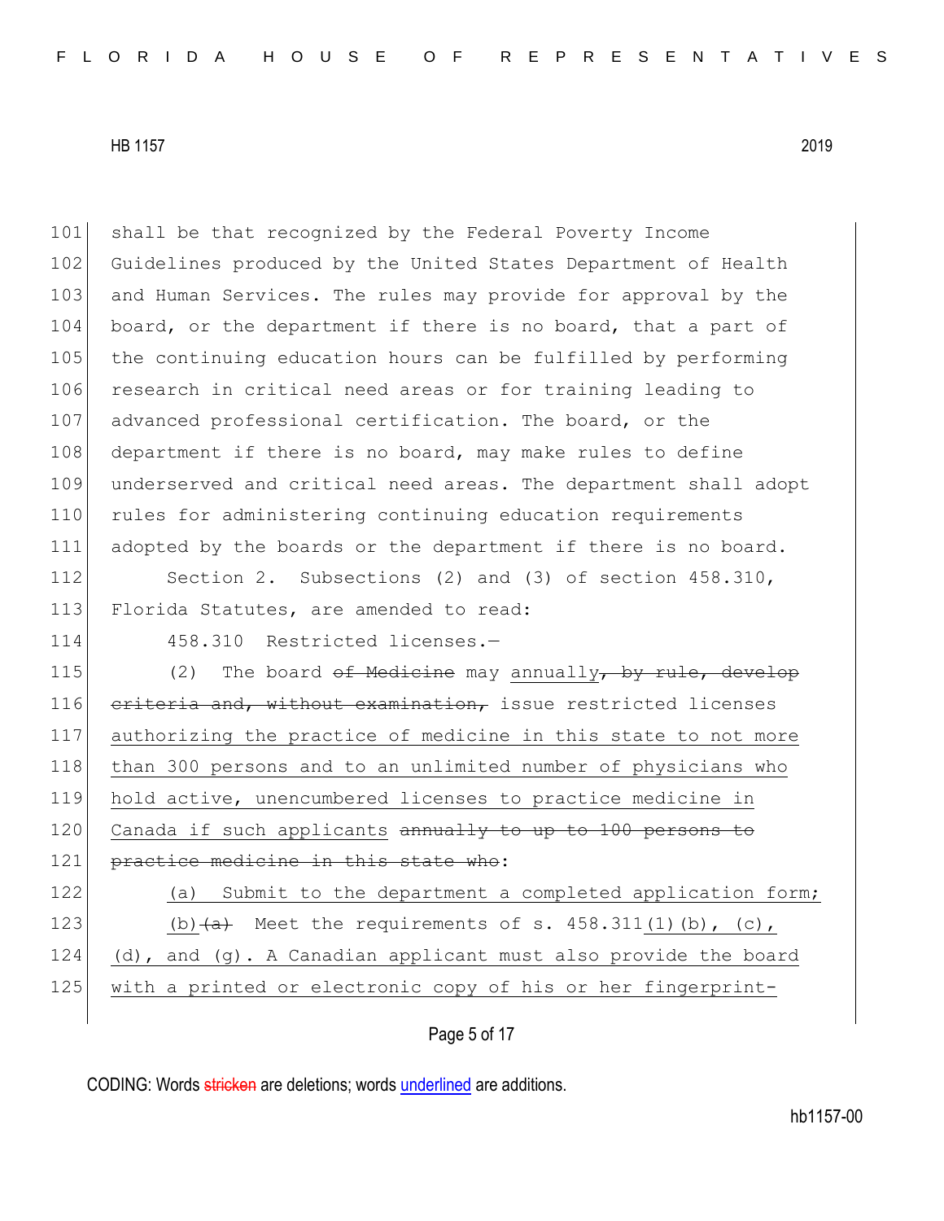shall be that recognized by the Federal Poverty Income Guidelines produced by the United States Department of Health and Human Services. The rules may provide for approval by the board, or the department if there is no board, that a part of the continuing education hours can be fulfilled by performing research in critical need areas or for training leading to advanced professional certification. The board, or the department if there is no board, may make rules to define underserved and critical need areas. The department shall adopt rules for administering continuing education requirements adopted by the boards or the department if there is no board.

Section 2. Subsections (2) and (3) of section 458.310, Florida Statutes, are amended to read:

458.310 Restricted licenses.—

(2) The board ~~of Medicine~~ may <u>annually</u>~~, by rule, develop criteria and, without examination,~~ issue restricted licenses <u>authorizing the practice of medicine in this state to not more than 300 persons and to an unlimited number of physicians who hold active, unencumbered licenses to practice medicine in Canada if such applicants</u> ~~annually to up to 100 persons to practice medicine in this state who~~:

<u>(a) Submit to the department a completed application form;</u>

<u>(b)</u>~~(a)~~ Meet the requirements of s. 458.311<u>(1)</u>(b), (c), <u>(d), and (g). A Canadian applicant must also provide the board with a printed or electronic copy of his or her fingerprint-</u>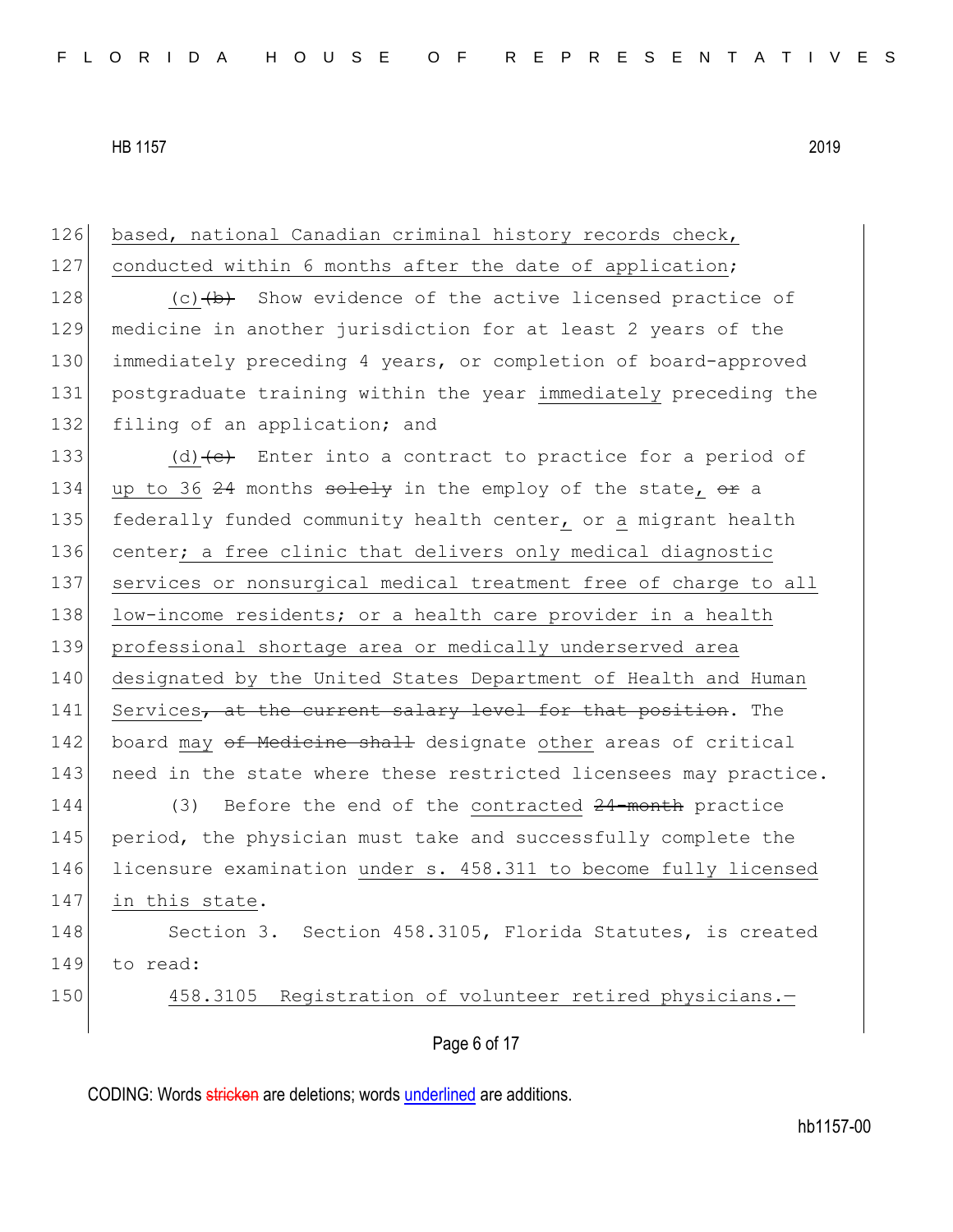based, national Canadian criminal history records check, conducted within 6 months after the date of application;

(c) ~~(b)~~ Show evidence of the active licensed practice of medicine in another jurisdiction for at least 2 years of the immediately preceding 4 years, or completion of board-approved postgraduate training within the year immediately preceding the filing of an application; and

(d) ~~(c)~~ Enter into a contract to practice for a period of up to 36 ~~24~~ months ~~solely~~ in the employ of the state, ~~or~~ a federally funded community health center, or a migrant health center; a free clinic that delivers only medical diagnostic services or nonsurgical medical treatment free of charge to all low-income residents; or a health care provider in a health professional shortage area or medically underserved area designated by the United States Department of Health and Human Services~~, at the current salary level for that position~~. The board may ~~of Medicine shall~~ designate other areas of critical need in the state where these restricted licensees may practice.

(3) Before the end of the contracted ~~24-month~~ practice period, the physician must take and successfully complete the licensure examination under s. 458.311 to become fully licensed in this state.

Section 3. Section 458.3105, Florida Statutes, is created to read:

458.3105 Registration of volunteer retired physicians.—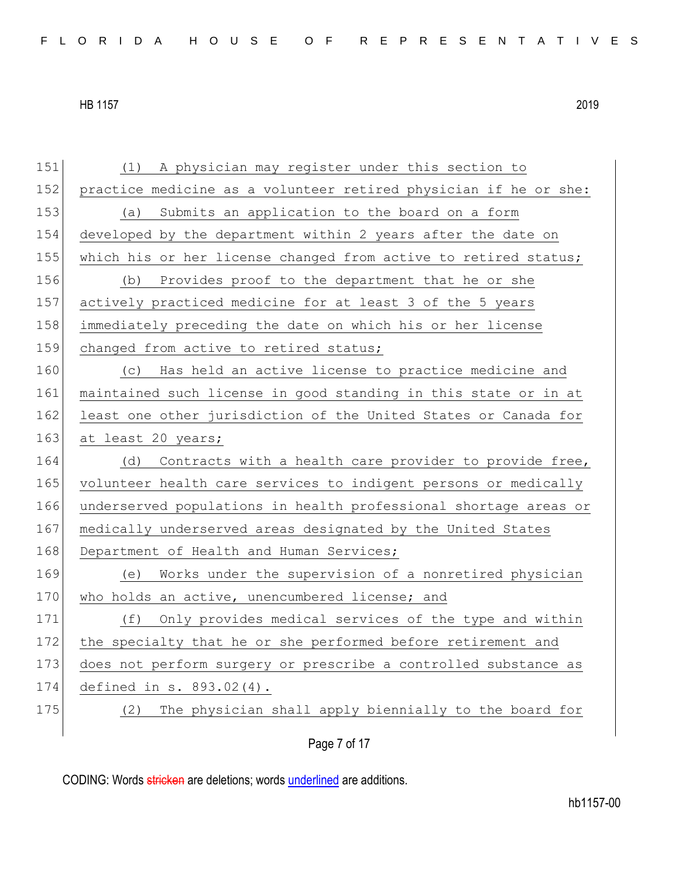(1) A physician may register under this section to practice medicine as a volunteer retired physician if he or she:

(a) Submits an application to the board on a form developed by the department within 2 years after the date on which his or her license changed from active to retired status;

(b) Provides proof to the department that he or she actively practiced medicine for at least 3 of the 5 years immediately preceding the date on which his or her license changed from active to retired status;

(c) Has held an active license to practice medicine and maintained such license in good standing in this state or in at least one other jurisdiction of the United States or Canada for at least 20 years;

(d) Contracts with a health care provider to provide free, volunteer health care services to indigent persons or medically underserved populations in health professional shortage areas or medically underserved areas designated by the United States Department of Health and Human Services;

(e) Works under the supervision of a nonretired physician who holds an active, unencumbered license; and

(f) Only provides medical services of the type and within the specialty that he or she performed before retirement and does not perform surgery or prescribe a controlled substance as defined in s. 893.02(4).

(2) The physician shall apply biennially to the board for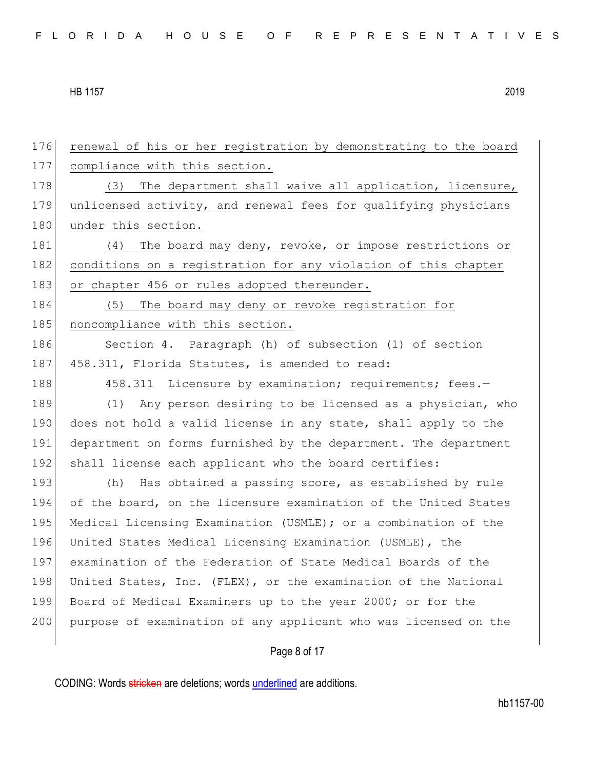renewal of his or her registration by demonstrating to the board compliance with this section.

(3) The department shall waive all application, licensure, unlicensed activity, and renewal fees for qualifying physicians under this section.

(4) The board may deny, revoke, or impose restrictions or conditions on a registration for any violation of this chapter or chapter 456 or rules adopted thereunder.

(5) The board may deny or revoke registration for noncompliance with this section.

Section 4. Paragraph (h) of subsection (1) of section 458.311, Florida Statutes, is amended to read:

458.311 Licensure by examination; requirements; fees.—

(1) Any person desiring to be licensed as a physician, who does not hold a valid license in any state, shall apply to the department on forms furnished by the department. The department shall license each applicant who the board certifies:

(h) Has obtained a passing score, as established by rule of the board, on the licensure examination of the United States Medical Licensing Examination (USMLE); or a combination of the United States Medical Licensing Examination (USMLE), the examination of the Federation of State Medical Boards of the United States, Inc. (FLEX), or the examination of the National Board of Medical Examiners up to the year 2000; or for the purpose of examination of any applicant who was licensed on the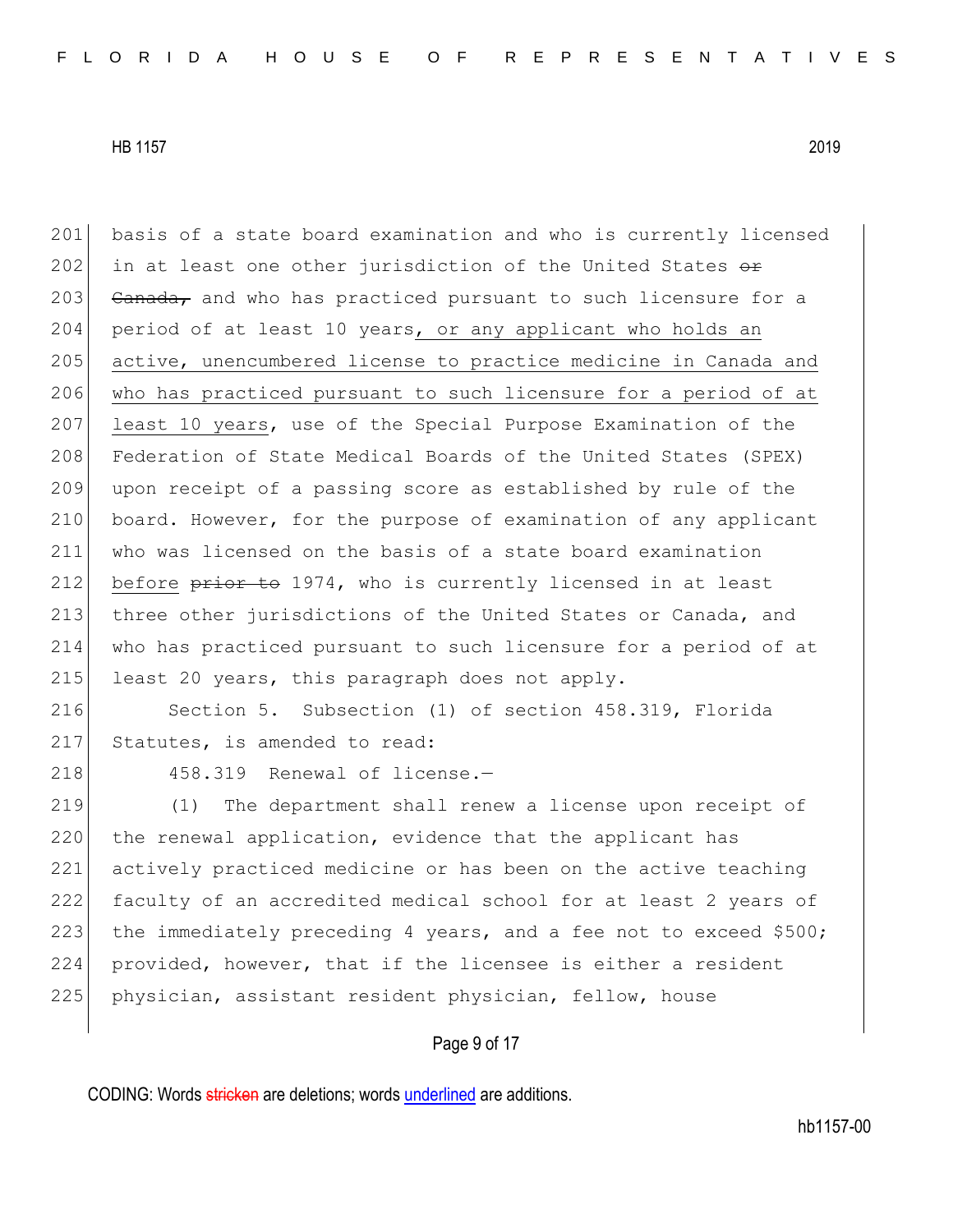201 basis of a state board examination and who is currently licensed
202 in at least one other jurisdiction of the United States ~~or~~
203 ~~Canada,~~ and who has practiced pursuant to such licensure for a
204 period of at least 10 years<u>, or any applicant who holds an</u>
205 <u>active, unencumbered license to practice medicine in Canada and</u>
206 <u>who has practiced pursuant to such licensure for a period of at</u>
207 <u>least 10 years</u>, use of the Special Purpose Examination of the
208 Federation of State Medical Boards of the United States (SPEX)
209 upon receipt of a passing score as established by rule of the
210 board. However, for the purpose of examination of any applicant
211 who was licensed on the basis of a state board examination
212 <u>before</u> ~~prior to~~ 1974, who is currently licensed in at least
213 three other jurisdictions of the United States or Canada, and
214 who has practiced pursuant to such licensure for a period of at
215 least 20 years, this paragraph does not apply.

216 Section 5. Subsection (1) of section 458.319, Florida
217 Statutes, is amended to read:

218 458.319 Renewal of license.—

219 (1) The department shall renew a license upon receipt of
220 the renewal application, evidence that the applicant has
221 actively practiced medicine or has been on the active teaching
222 faculty of an accredited medical school for at least 2 years of
223 the immediately preceding 4 years, and a fee not to exceed $500;
224 provided, however, that if the licensee is either a resident
225 physician, assistant resident physician, fellow, house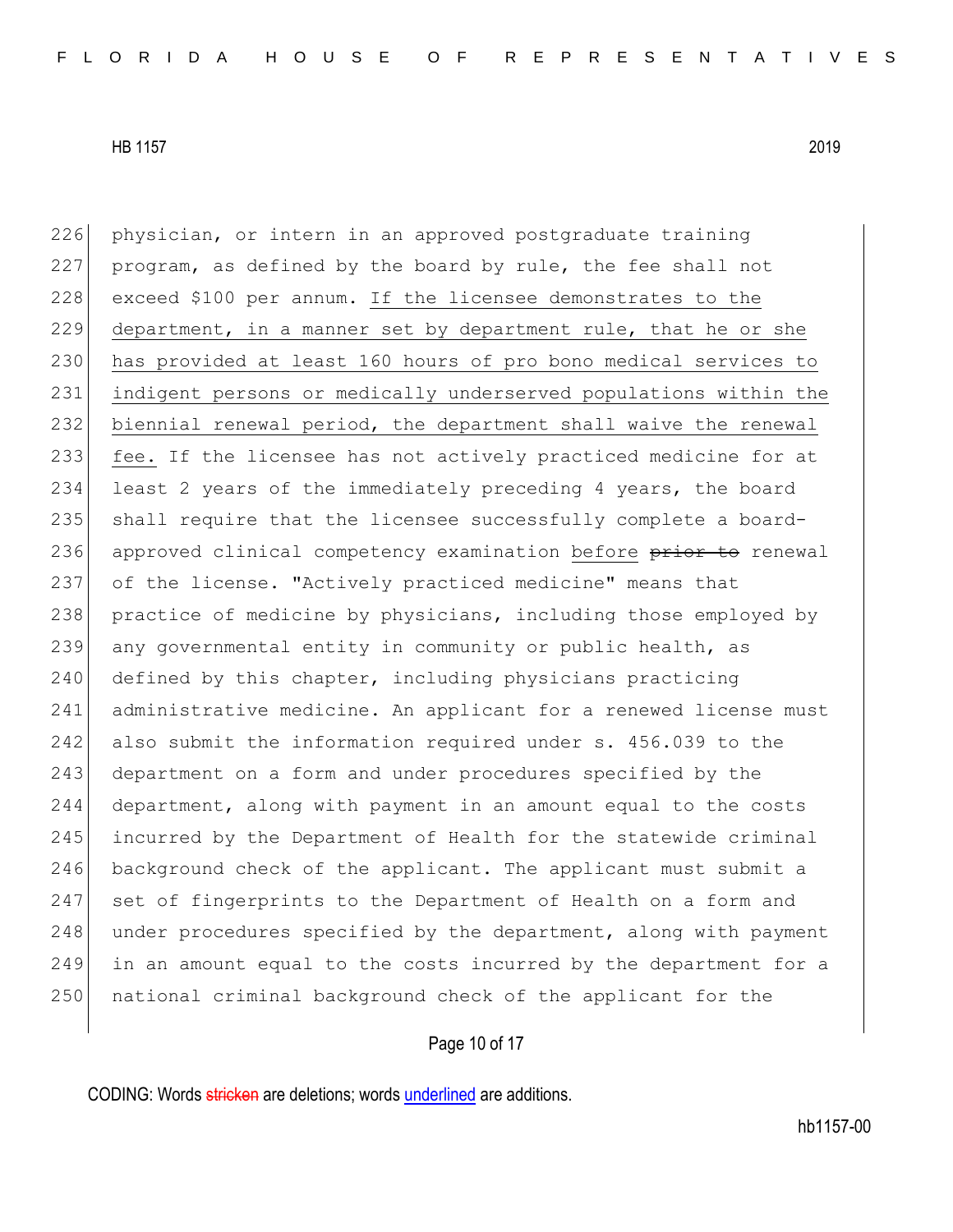physician, or intern in an approved postgraduate training program, as defined by the board by rule, the fee shall not exceed $100 per annum. <u>If the licensee demonstrates to the department, in a manner set by department rule, that he or she has provided at least 160 hours of pro bono medical services to indigent persons or medically underserved populations within the biennial renewal period, the department shall waive the renewal fee.</u> If the licensee has not actively practiced medicine for at least 2 years of the immediately preceding 4 years, the board shall require that the licensee successfully complete a board-approved clinical competency examination <u>before</u> ~~prior to~~ renewal of the license. "Actively practiced medicine" means that practice of medicine by physicians, including those employed by any governmental entity in community or public health, as defined by this chapter, including physicians practicing administrative medicine. An applicant for a renewed license must also submit the information required under s. 456.039 to the department on a form and under procedures specified by the department, along with payment in an amount equal to the costs incurred by the Department of Health for the statewide criminal background check of the applicant. The applicant must submit a set of fingerprints to the Department of Health on a form and under procedures specified by the department, along with payment in an amount equal to the costs incurred by the department for a national criminal background check of the applicant for the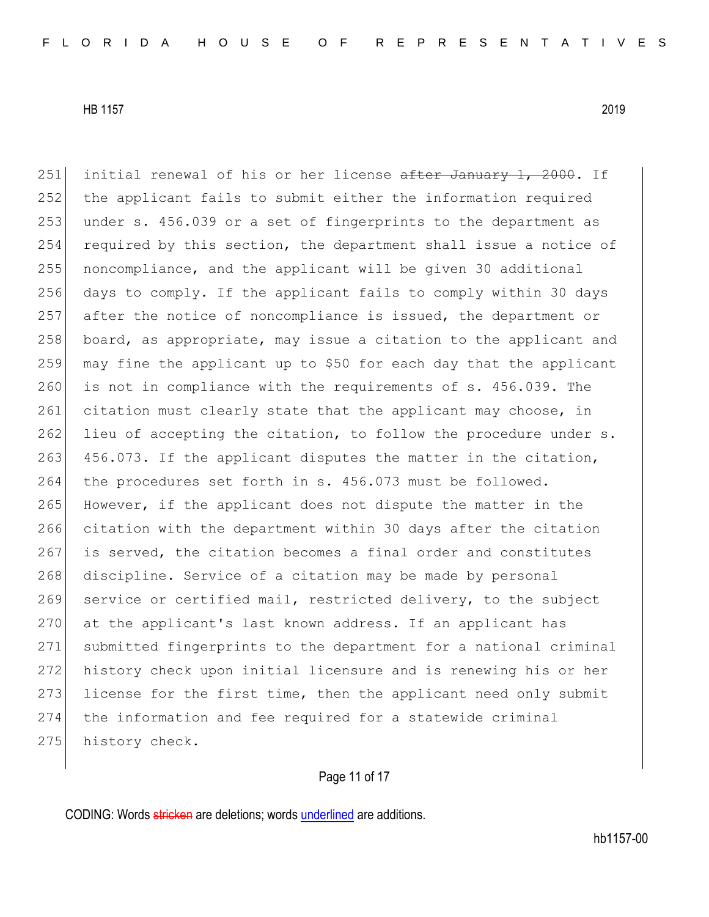251 initial renewal of his or her license ~~after January 1, 2000~~. If
252 the applicant fails to submit either the information required
253 under s. 456.039 or a set of fingerprints to the department as
254 required by this section, the department shall issue a notice of
255 noncompliance, and the applicant will be given 30 additional
256 days to comply. If the applicant fails to comply within 30 days
257 after the notice of noncompliance is issued, the department or
258 board, as appropriate, may issue a citation to the applicant and
259 may fine the applicant up to $50 for each day that the applicant
260 is not in compliance with the requirements of s. 456.039. The
261 citation must clearly state that the applicant may choose, in
262 lieu of accepting the citation, to follow the procedure under s.
263 456.073. If the applicant disputes the matter in the citation,
264 the procedures set forth in s. 456.073 must be followed.
265 However, if the applicant does not dispute the matter in the
266 citation with the department within 30 days after the citation
267 is served, the citation becomes a final order and constitutes
268 discipline. Service of a citation may be made by personal
269 service or certified mail, restricted delivery, to the subject
270 at the applicant's last known address. If an applicant has
271 submitted fingerprints to the department for a national criminal
272 history check upon initial licensure and is renewing his or her
273 license for the first time, then the applicant need only submit
274 the information and fee required for a statewide criminal
275 history check.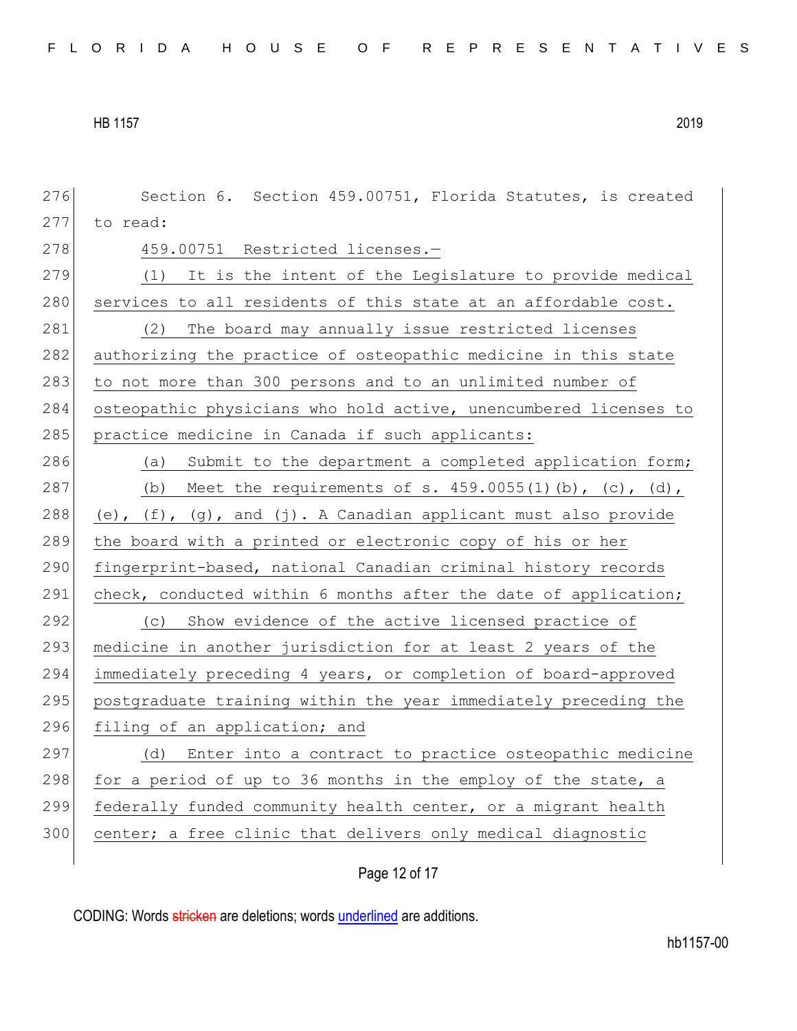Section 6. Section 459.00751, Florida Statutes, is created to read:

459.00751 Restricted licenses.—

(1) It is the intent of the Legislature to provide medical services to all residents of this state at an affordable cost.

(2) The board may annually issue restricted licenses authorizing the practice of osteopathic medicine in this state to not more than 300 persons and to an unlimited number of osteopathic physicians who hold active, unencumbered licenses to practice medicine in Canada if such applicants:

(a) Submit to the department a completed application form;

(b) Meet the requirements of s. 459.0055(1)(b), (c), (d), (e), (f), (g), and (j). A Canadian applicant must also provide the board with a printed or electronic copy of his or her fingerprint-based, national Canadian criminal history records check, conducted within 6 months after the date of application;

(c) Show evidence of the active licensed practice of medicine in another jurisdiction for at least 2 years of the immediately preceding 4 years, or completion of board-approved postgraduate training within the year immediately preceding the filing of an application; and

(d) Enter into a contract to practice osteopathic medicine for a period of up to 36 months in the employ of the state, a federally funded community health center, or a migrant health center; a free clinic that delivers only medical diagnostic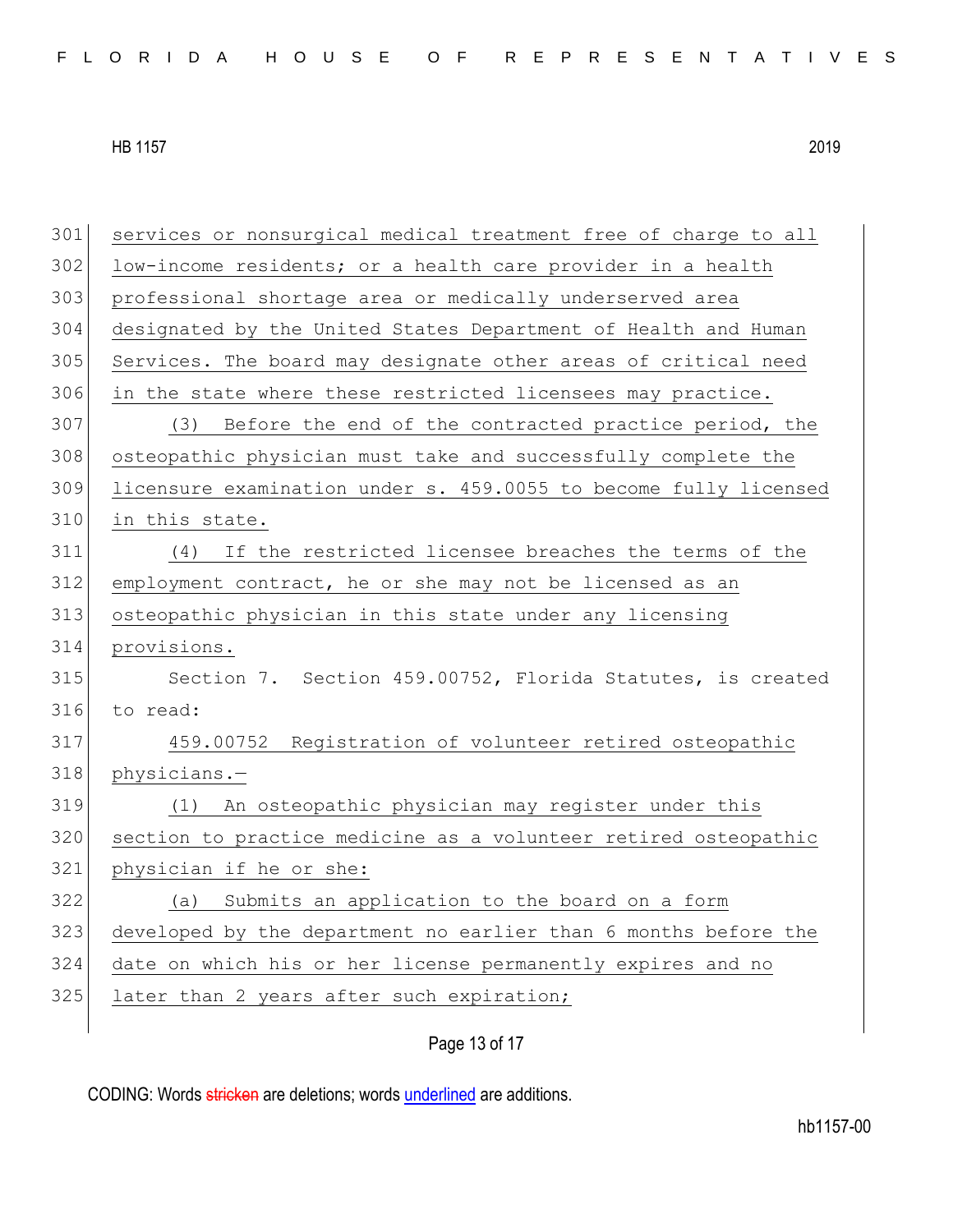services or nonsurgical medical treatment free of charge to all low-income residents; or a health care provider in a health professional shortage area or medically underserved area designated by the United States Department of Health and Human Services. The board may designate other areas of critical need in the state where these restricted licensees may practice.

(3) Before the end of the contracted practice period, the osteopathic physician must take and successfully complete the licensure examination under s. 459.0055 to become fully licensed in this state.

(4) If the restricted licensee breaches the terms of the employment contract, he or she may not be licensed as an osteopathic physician in this state under any licensing provisions.

Section 7. Section 459.00752, Florida Statutes, is created to read:

459.00752 Registration of volunteer retired osteopathic physicians.—

(1) An osteopathic physician may register under this section to practice medicine as a volunteer retired osteopathic physician if he or she:

(a) Submits an application to the board on a form developed by the department no earlier than 6 months before the date on which his or her license permanently expires and no later than 2 years after such expiration;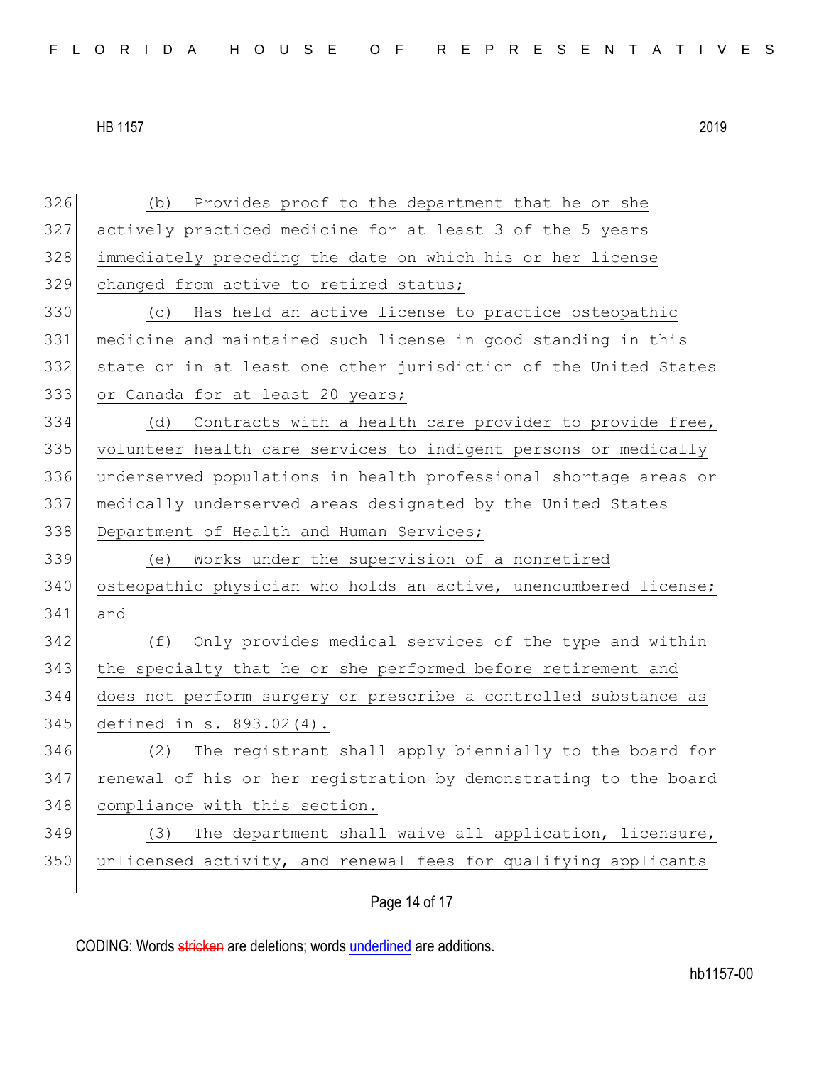(b) Provides proof to the department that he or she actively practiced medicine for at least 3 of the 5 years immediately preceding the date on which his or her license changed from active to retired status;

(c) Has held an active license to practice osteopathic medicine and maintained such license in good standing in this state or in at least one other jurisdiction of the United States or Canada for at least 20 years;

(d) Contracts with a health care provider to provide free, volunteer health care services to indigent persons or medically underserved populations in health professional shortage areas or medically underserved areas designated by the United States Department of Health and Human Services;

(e) Works under the supervision of a nonretired osteopathic physician who holds an active, unencumbered license; and

(f) Only provides medical services of the type and within the specialty that he or she performed before retirement and does not perform surgery or prescribe a controlled substance as defined in s. 893.02(4).

(2) The registrant shall apply biennially to the board for renewal of his or her registration by demonstrating to the board compliance with this section.

(3) The department shall waive all application, licensure, unlicensed activity, and renewal fees for qualifying applicants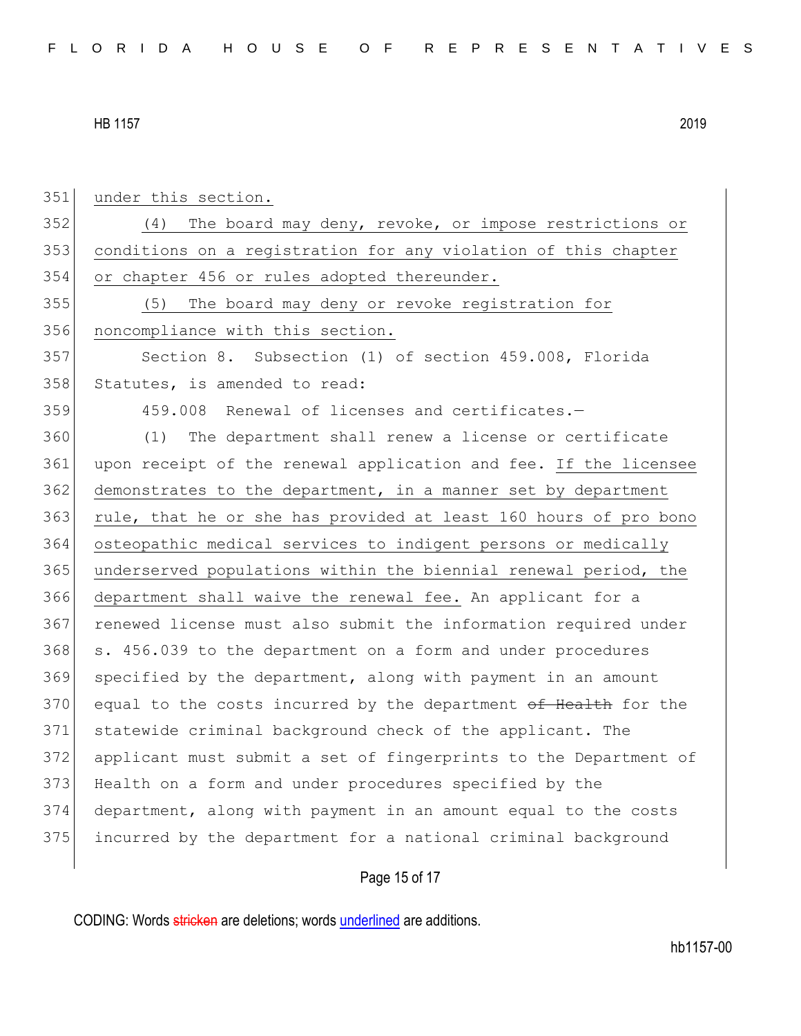under this section.

(4) The board may deny, revoke, or impose restrictions or conditions on a registration for any violation of this chapter or chapter 456 or rules adopted thereunder.

(5) The board may deny or revoke registration for noncompliance with this section.

Section 8. Subsection (1) of section 459.008, Florida Statutes, is amended to read:

459.008 Renewal of licenses and certificates.—

(1) The department shall renew a license or certificate upon receipt of the renewal application and fee. If the licensee demonstrates to the department, in a manner set by department rule, that he or she has provided at least 160 hours of pro bono osteopathic medical services to indigent persons or medically underserved populations within the biennial renewal period, the department shall waive the renewal fee. An applicant for a renewed license must also submit the information required under s. 456.039 to the department on a form and under procedures specified by the department, along with payment in an amount equal to the costs incurred by the department ~~of Health~~ for the statewide criminal background check of the applicant. The applicant must submit a set of fingerprints to the Department of Health on a form and under procedures specified by the department, along with payment in an amount equal to the costs incurred by the department for a national criminal background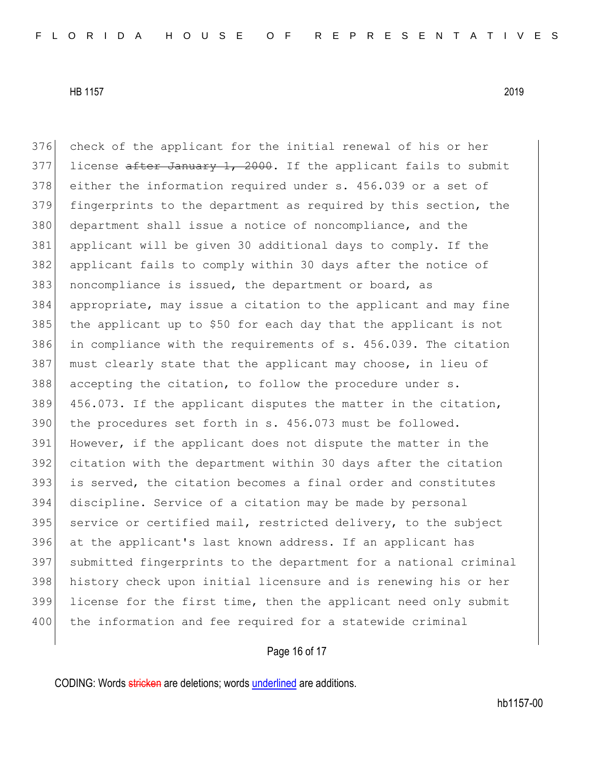check of the applicant for the initial renewal of his or her license ~~after January 1, 2000~~. If the applicant fails to submit either the information required under s. 456.039 or a set of fingerprints to the department as required by this section, the department shall issue a notice of noncompliance, and the applicant will be given 30 additional days to comply. If the applicant fails to comply within 30 days after the notice of noncompliance is issued, the department or board, as appropriate, may issue a citation to the applicant and may fine the applicant up to $50 for each day that the applicant is not in compliance with the requirements of s. 456.039. The citation must clearly state that the applicant may choose, in lieu of accepting the citation, to follow the procedure under s. 456.073. If the applicant disputes the matter in the citation, the procedures set forth in s. 456.073 must be followed. However, if the applicant does not dispute the matter in the citation with the department within 30 days after the citation is served, the citation becomes a final order and constitutes discipline. Service of a citation may be made by personal service or certified mail, restricted delivery, to the subject at the applicant's last known address. If an applicant has submitted fingerprints to the department for a national criminal history check upon initial licensure and is renewing his or her license for the first time, then the applicant need only submit the information and fee required for a statewide criminal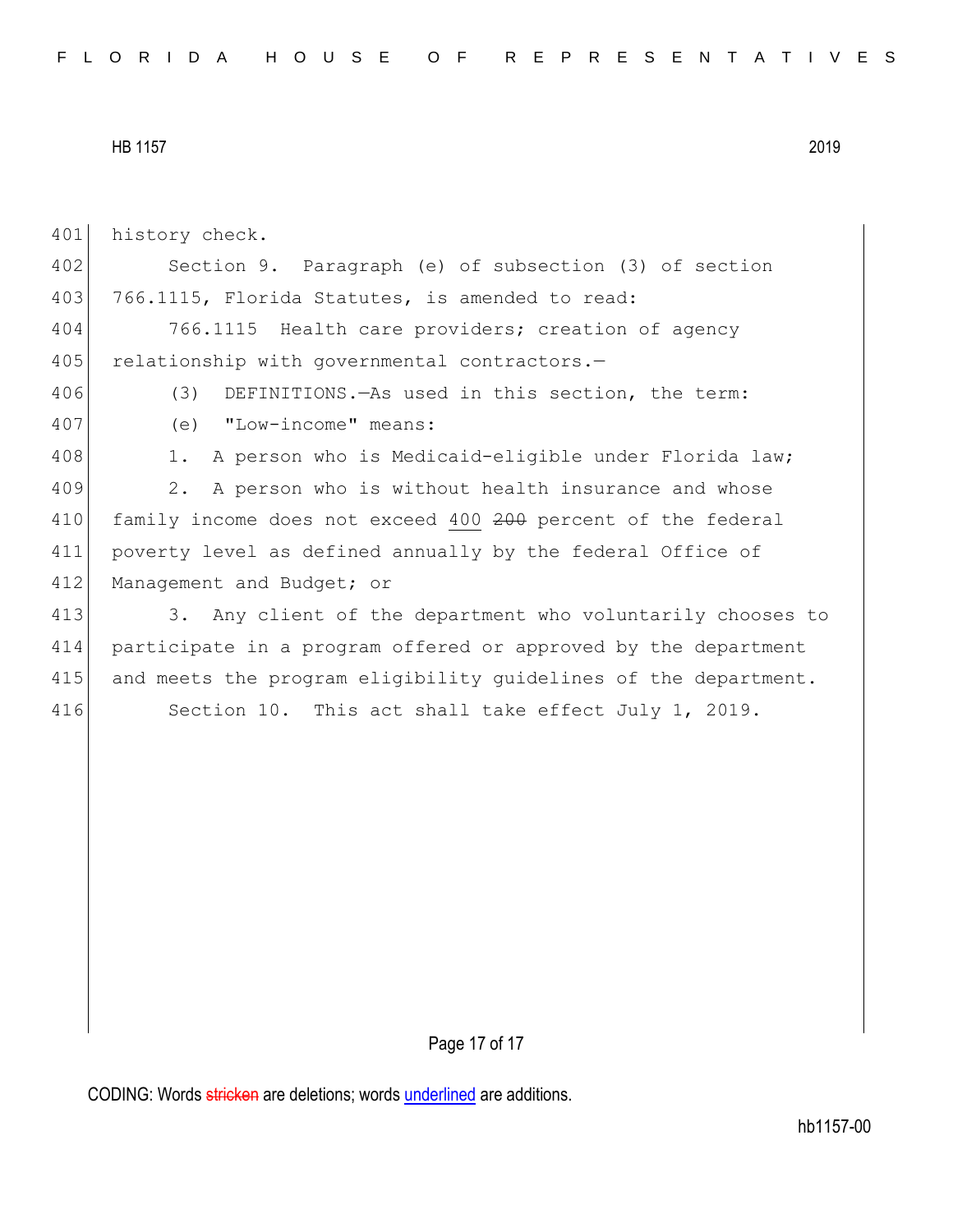history check.

Section 9. Paragraph (e) of subsection (3) of section 766.1115, Florida Statutes, is amended to read:

766.1115 Health care providers; creation of agency relationship with governmental contractors.—

(3) DEFINITIONS.—As used in this section, the term:

(e) "Low-income" means:

1. A person who is Medicaid-eligible under Florida law;

2. A person who is without health insurance and whose family income does not exceed <u>400</u> ~~200~~ percent of the federal poverty level as defined annually by the federal Office of Management and Budget; or

3. Any client of the department who voluntarily chooses to participate in a program offered or approved by the department and meets the program eligibility guidelines of the department.

Section 10. This act shall take effect July 1, 2019.